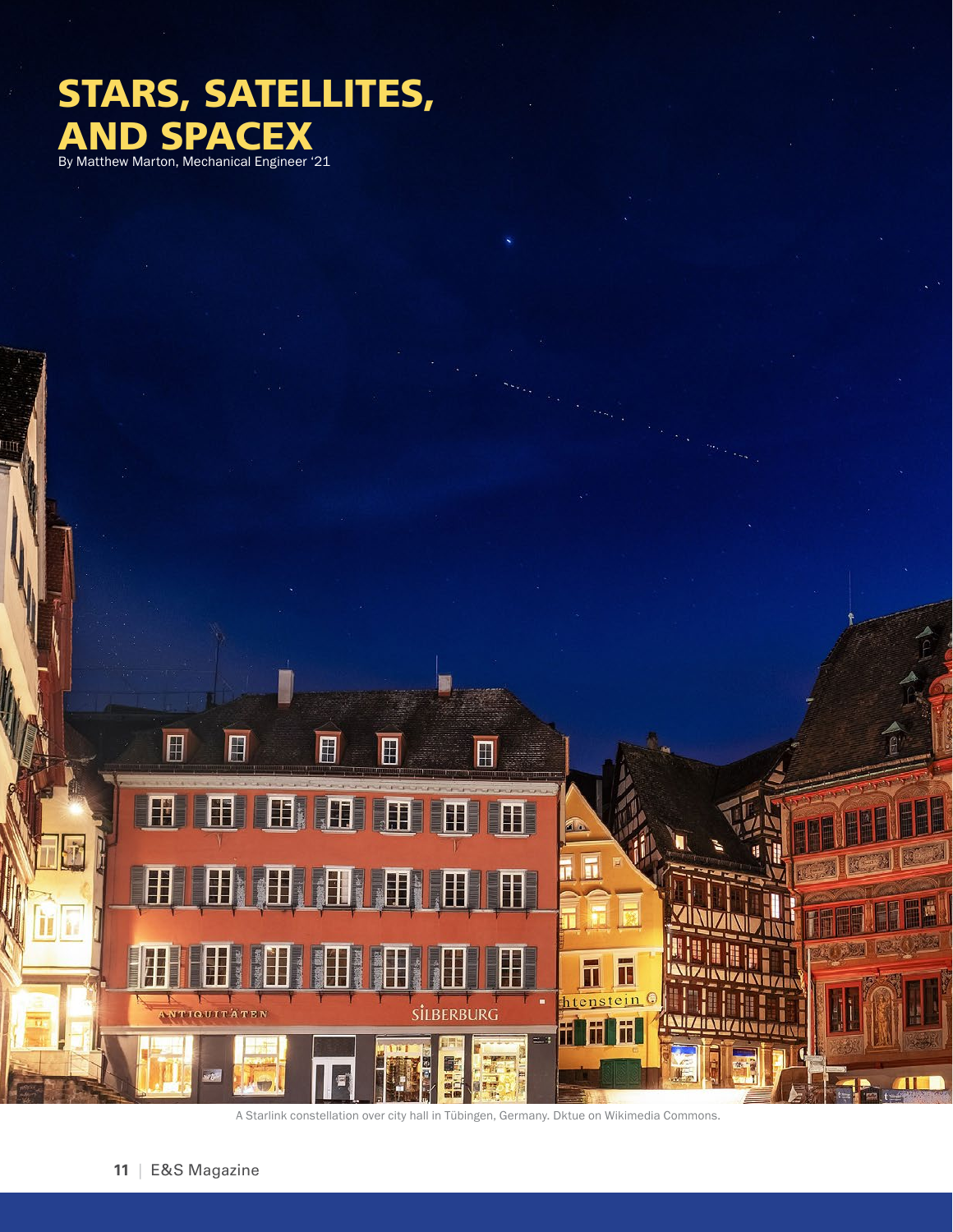# STARS, SATELLITES, AND SPACEX

By Matthew Marton, Mechanical Engineer '21

A Starlink constellation over city hall in Tübingen, Germany. Dktue on Wikimedia Commons.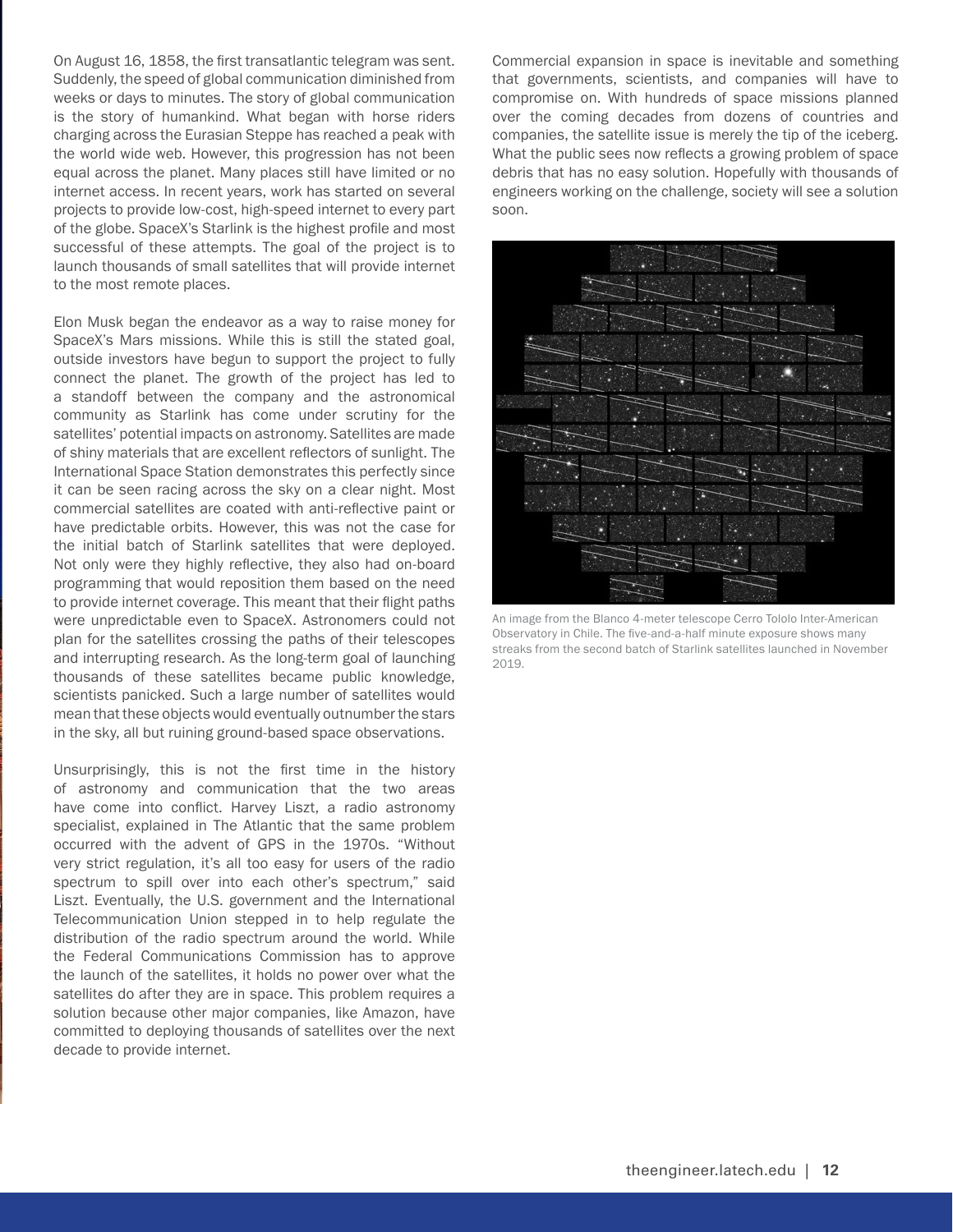On August 16, 1858, the first transatlantic telegram was sent. Suddenly, the speed of global communication diminished from weeks or days to minutes. The story of global communication is the story of humankind. What began with horse riders charging across the Eurasian Steppe has reached a peak with the world wide web. However, this progression has not been equal across the planet. Many places still have limited or no internet access. In recent years, work has started on several projects to provide low-cost, high-speed internet to every part of the globe. SpaceX's Starlink is the highest profile and most successful of these attempts. The goal of the project is to launch thousands of small satellites that will provide internet to the most remote places.

Elon Musk began the endeavor as a way to raise money for SpaceX's Mars missions. While this is still the stated goal, outside investors have begun to support the project to fully connect the planet. The growth of the project has led to a standoff between the company and the astronomical community as Starlink has come under scrutiny for the satellites' potential impacts on astronomy. Satellites are made of shiny materials that are excellent reflectors of sunlight. The International Space Station demonstrates this perfectly since it can be seen racing across the sky on a clear night. Most commercial satellites are coated with anti-reflective paint or have predictable orbits. However, this was not the case for the initial batch of Starlink satellites that were deployed. Not only were they highly reflective, they also had on-board programming that would reposition them based on the need to provide internet coverage. This meant that their flight paths were unpredictable even to SpaceX. Astronomers could not plan for the satellites crossing the paths of their telescopes and interrupting research. As the long-term goal of launching thousands of these satellites became public knowledge, scientists panicked. Such a large number of satellites would mean that these objects would eventually outnumber the stars in the sky, all but ruining ground-based space observations.

Unsurprisingly, this is not the first time in the history of astronomy and communication that the two areas have come into conflict. Harvey Liszt, a radio astronomy specialist, explained in The Atlantic that the same problem occurred with the advent of GPS in the 1970s. "Without very strict regulation, it's all too easy for users of the radio spectrum to spill over into each other's spectrum," said Liszt. Eventually, the U.S. government and the International Telecommunication Union stepped in to help regulate the distribution of the radio spectrum around the world. While the Federal Communications Commission has to approve the launch of the satellites, it holds no power over what the satellites do after they are in space. This problem requires a solution because other major companies, like Amazon, have committed to deploying thousands of satellites over the next decade to provide internet.

Commercial expansion in space is inevitable and something that governments, scientists, and companies will have to compromise on. With hundreds of space missions planned over the coming decades from dozens of countries and companies, the satellite issue is merely the tip of the iceberg. What the public sees now reflects a growing problem of space debris that has no easy solution. Hopefully with thousands of engineers working on the challenge, society will see a solution soon.

An image from the Blanco 4-meter telescope Cerro Tololo Inter-American Observatory in Chile. The five-and-a-half minute exposure shows many streaks from the second batch of Starlink satellites launched in November 2019.